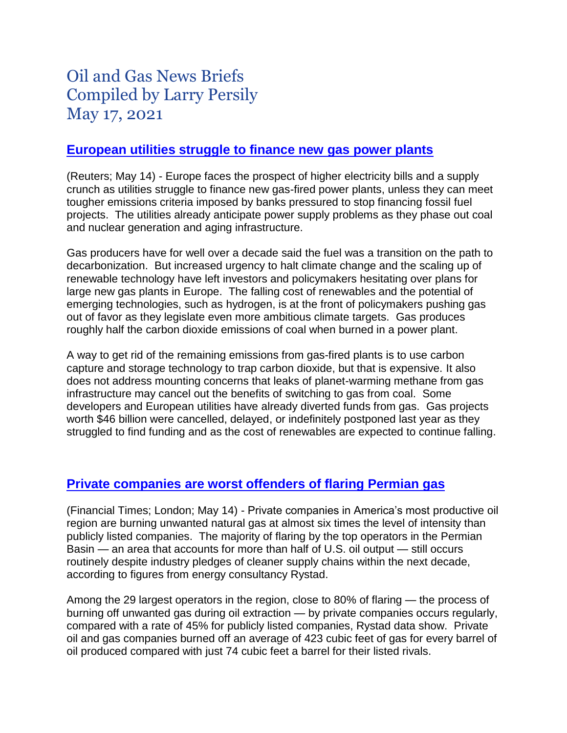# Oil and Gas News Briefs
# Compiled by Larry Persily
# May 17, 2021

## European utilities struggle to finance new gas power plants

(Reuters; May 14) - Europe faces the prospect of higher electricity bills and a supply crunch as utilities struggle to finance new gas-fired power plants, unless they can meet tougher emissions criteria imposed by banks pressured to stop financing fossil fuel projects. The utilities already anticipate power supply problems as they phase out coal and nuclear generation and aging infrastructure.

Gas producers have for well over a decade said the fuel was a transition on the path to decarbonization. But increased urgency to halt climate change and the scaling up of renewable technology have left investors and policymakers hesitating over plans for large new gas plants in Europe. The falling cost of renewables and the potential of emerging technologies, such as hydrogen, is at the front of policymakers pushing gas out of favor as they legislate even more ambitious climate targets. Gas produces roughly half the carbon dioxide emissions of coal when burned in a power plant.

A way to get rid of the remaining emissions from gas-fired plants is to use carbon capture and storage technology to trap carbon dioxide, but that is expensive. It also does not address mounting concerns that leaks of planet-warming methane from gas infrastructure may cancel out the benefits of switching to gas from coal. Some developers and European utilities have already diverted funds from gas. Gas projects worth $46 billion were cancelled, delayed, or indefinitely postponed last year as they struggled to find funding and as the cost of renewables are expected to continue falling.

## Private companies are worst offenders of flaring Permian gas

(Financial Times; London; May 14) - Private companies in America's most productive oil region are burning unwanted natural gas at almost six times the level of intensity than publicly listed companies. The majority of flaring by the top operators in the Permian Basin — an area that accounts for more than half of U.S. oil output — still occurs routinely despite industry pledges of cleaner supply chains within the next decade, according to figures from energy consultancy Rystad.

Among the 29 largest operators in the region, close to 80% of flaring — the process of burning off unwanted gas during oil extraction — by private companies occurs regularly, compared with a rate of 45% for publicly listed companies, Rystad data show. Private oil and gas companies burned off an average of 423 cubic feet of gas for every barrel of oil produced compared with just 74 cubic feet a barrel for their listed rivals.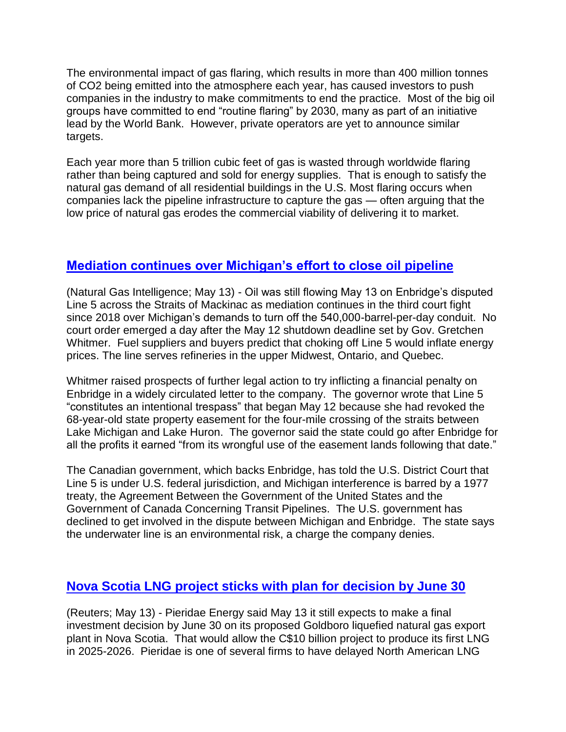The environmental impact of gas flaring, which results in more than 400 million tonnes of $CO_2$ being emitted into the atmosphere each year, has caused investors to push companies in the industry to make commitments to end the practice. Most of the big oil groups have committed to end "routine flaring" by 2030, many as part of an initiative lead by the World Bank. However, private operators are yet to announce similar targets.

Each year more than 5 trillion cubic feet of gas is wasted through worldwide flaring rather than being captured and sold for energy supplies. That is enough to satisfy the natural gas demand of all residential buildings in the U.S. Most flaring occurs when companies lack the pipeline infrastructure to capture the gas — often arguing that the low price of natural gas erodes the commercial viability of delivering it to market.

## Mediation continues over Michigan's effort to close oil pipeline

(Natural Gas Intelligence; May 13) - Oil was still flowing May 13 on Enbridge's disputed Line 5 across the Straits of Mackinac as mediation continues in the third court fight since 2018 over Michigan's demands to turn off the 540,000-barrel-per-day conduit. No court order emerged a day after the May 12 shutdown deadline set by Gov. Gretchen Whitmer. Fuel suppliers and buyers predict that choking off Line 5 would inflate energy prices. The line serves refineries in the upper Midwest, Ontario, and Quebec.

Whitmer raised prospects of further legal action to try inflicting a financial penalty on Enbridge in a widely circulated letter to the company. The governor wrote that Line 5 "constitutes an intentional trespass" that began May 12 because she had revoked the 68-year-old state property easement for the four-mile crossing of the straits between Lake Michigan and Lake Huron. The governor said the state could go after Enbridge for all the profits it earned "from its wrongful use of the easement lands following that date."

The Canadian government, which backs Enbridge, has told the U.S. District Court that Line 5 is under U.S. federal jurisdiction, and Michigan interference is barred by a 1977 treaty, the Agreement Between the Government of the United States and the Government of Canada Concerning Transit Pipelines. The U.S. government has declined to get involved in the dispute between Michigan and Enbridge. The state says the underwater line is an environmental risk, a charge the company denies.

## Nova Scotia LNG project sticks with plan for decision by June 30

(Reuters; May 13) - Pieridae Energy said May 13 it still expects to make a final investment decision by June 30 on its proposed Goldboro liquefied natural gas export plant in Nova Scotia. That would allow the C$10 billion project to produce its first LNG in 2025-2026. Pieridae is one of several firms to have delayed North American LNG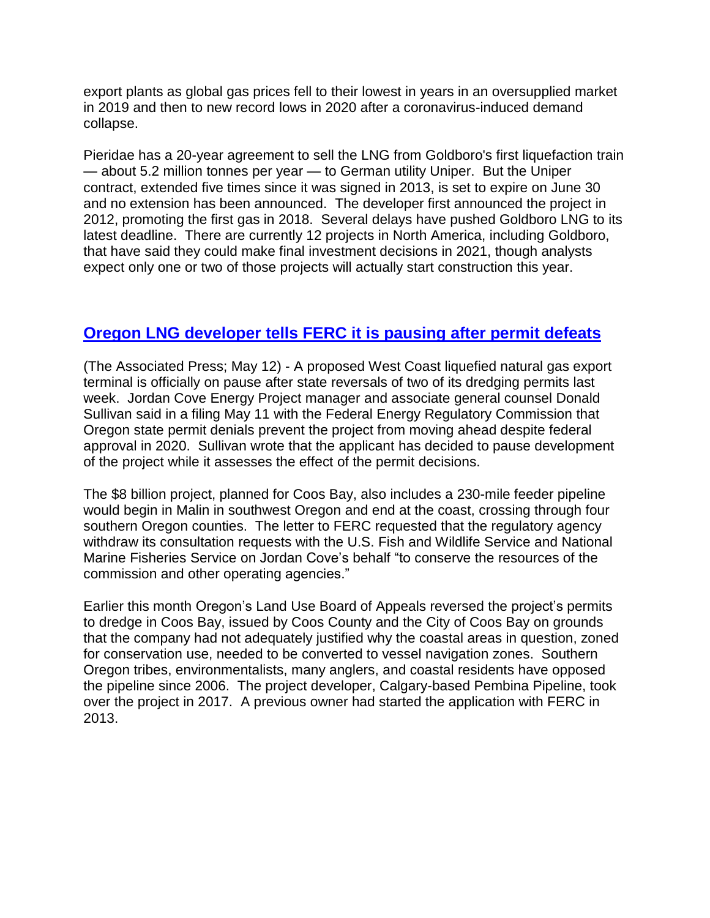export plants as global gas prices fell to their lowest in years in an oversupplied market in 2019 and then to new record lows in 2020 after a coronavirus-induced demand collapse.

Pieridae has a 20-year agreement to sell the LNG from Goldboro's first liquefaction train — about 5.2 million tonnes per year — to German utility Uniper. But the Uniper contract, extended five times since it was signed in 2013, is set to expire on June 30 and no extension has been announced. The developer first announced the project in 2012, promoting the first gas in 2018. Several delays have pushed Goldboro LNG to its latest deadline. There are currently 12 projects in North America, including Goldboro, that have said they could make final investment decisions in 2021, though analysts expect only one or two of those projects will actually start construction this year.

## Oregon LNG developer tells FERC it is pausing after permit defeats

(The Associated Press; May 12) - A proposed West Coast liquefied natural gas export terminal is officially on pause after state reversals of two of its dredging permits last week. Jordan Cove Energy Project manager and associate general counsel Donald Sullivan said in a filing May 11 with the Federal Energy Regulatory Commission that Oregon state permit denials prevent the project from moving ahead despite federal approval in 2020. Sullivan wrote that the applicant has decided to pause development of the project while it assesses the effect of the permit decisions.

The $8 billion project, planned for Coos Bay, also includes a 230-mile feeder pipeline would begin in Malin in southwest Oregon and end at the coast, crossing through four southern Oregon counties. The letter to FERC requested that the regulatory agency withdraw its consultation requests with the U.S. Fish and Wildlife Service and National Marine Fisheries Service on Jordan Cove's behalf "to conserve the resources of the commission and other operating agencies."

Earlier this month Oregon's Land Use Board of Appeals reversed the project's permits to dredge in Coos Bay, issued by Coos County and the City of Coos Bay on grounds that the company had not adequately justified why the coastal areas in question, zoned for conservation use, needed to be converted to vessel navigation zones. Southern Oregon tribes, environmentalists, many anglers, and coastal residents have opposed the pipeline since 2006. The project developer, Calgary-based Pembina Pipeline, took over the project in 2017. A previous owner had started the application with FERC in 2013.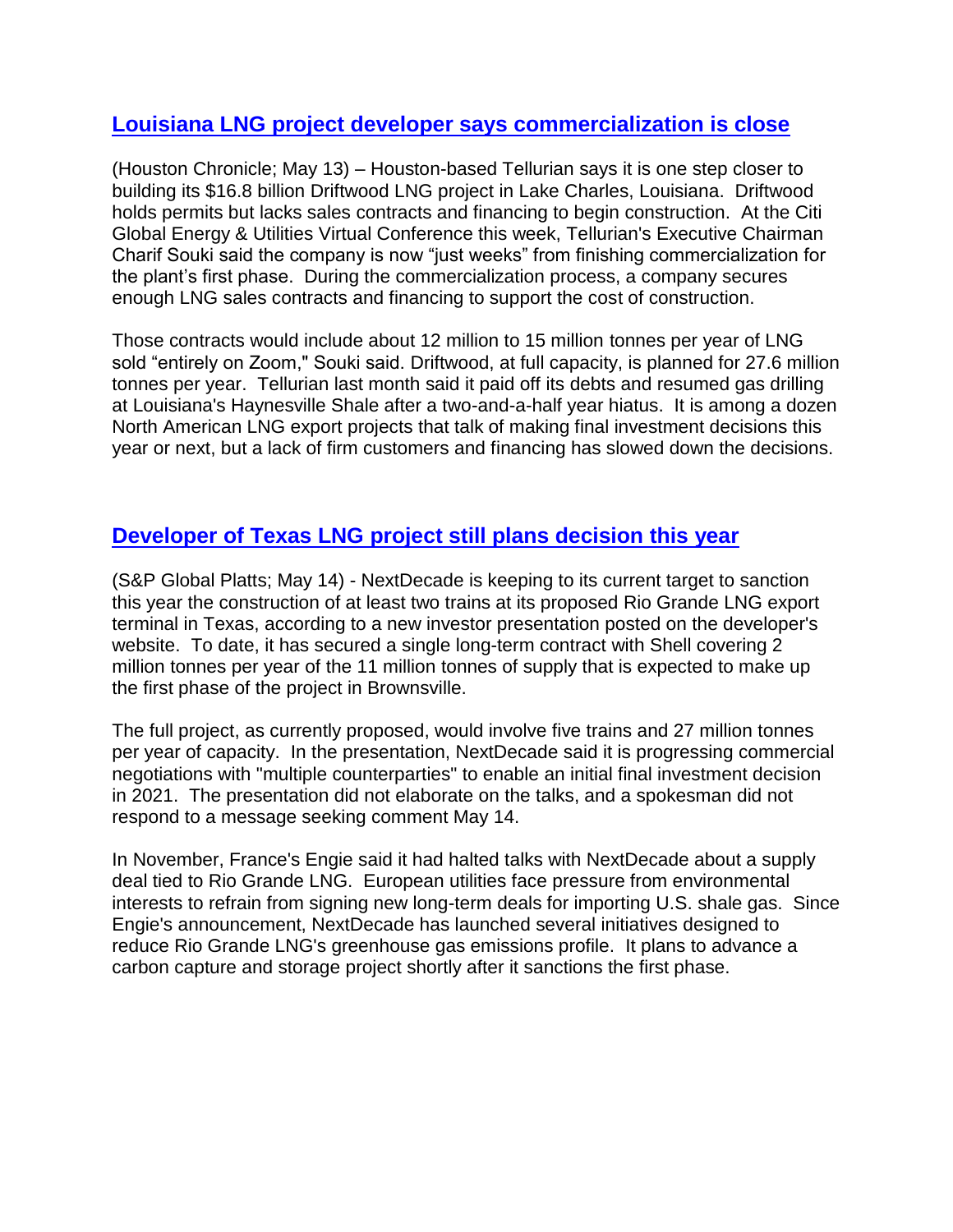## [Louisiana LNG project developer says commercialization is close]

(Houston Chronicle; May 13) – Houston-based Tellurian says it is one step closer to building its $16.8 billion Driftwood LNG project in Lake Charles, Louisiana. Driftwood holds permits but lacks sales contracts and financing to begin construction. At the Citi Global Energy & Utilities Virtual Conference this week, Tellurian's Executive Chairman Charif Souki said the company is now "just weeks" from finishing commercialization for the plant's first phase. During the commercialization process, a company secures enough LNG sales contracts and financing to support the cost of construction.

Those contracts would include about 12 million to 15 million tonnes per year of LNG sold "entirely on Zoom," Souki said. Driftwood, at full capacity, is planned for 27.6 million tonnes per year. Tellurian last month said it paid off its debts and resumed gas drilling at Louisiana's Haynesville Shale after a two-and-a-half year hiatus. It is among a dozen North American LNG export projects that talk of making final investment decisions this year or next, but a lack of firm customers and financing has slowed down the decisions.

## [Developer of Texas LNG project still plans decision this year]

(S&P Global Platts; May 14) - NextDecade is keeping to its current target to sanction this year the construction of at least two trains at its proposed Rio Grande LNG export terminal in Texas, according to a new investor presentation posted on the developer's website. To date, it has secured a single long-term contract with Shell covering 2 million tonnes per year of the 11 million tonnes of supply that is expected to make up the first phase of the project in Brownsville.

The full project, as currently proposed, would involve five trains and 27 million tonnes per year of capacity. In the presentation, NextDecade said it is progressing commercial negotiations with "multiple counterparties" to enable an initial final investment decision in 2021. The presentation did not elaborate on the talks, and a spokesman did not respond to a message seeking comment May 14.

In November, France's Engie said it had halted talks with NextDecade about a supply deal tied to Rio Grande LNG. European utilities face pressure from environmental interests to refrain from signing new long-term deals for importing U.S. shale gas. Since Engie's announcement, NextDecade has launched several initiatives designed to reduce Rio Grande LNG's greenhouse gas emissions profile. It plans to advance a carbon capture and storage project shortly after it sanctions the first phase.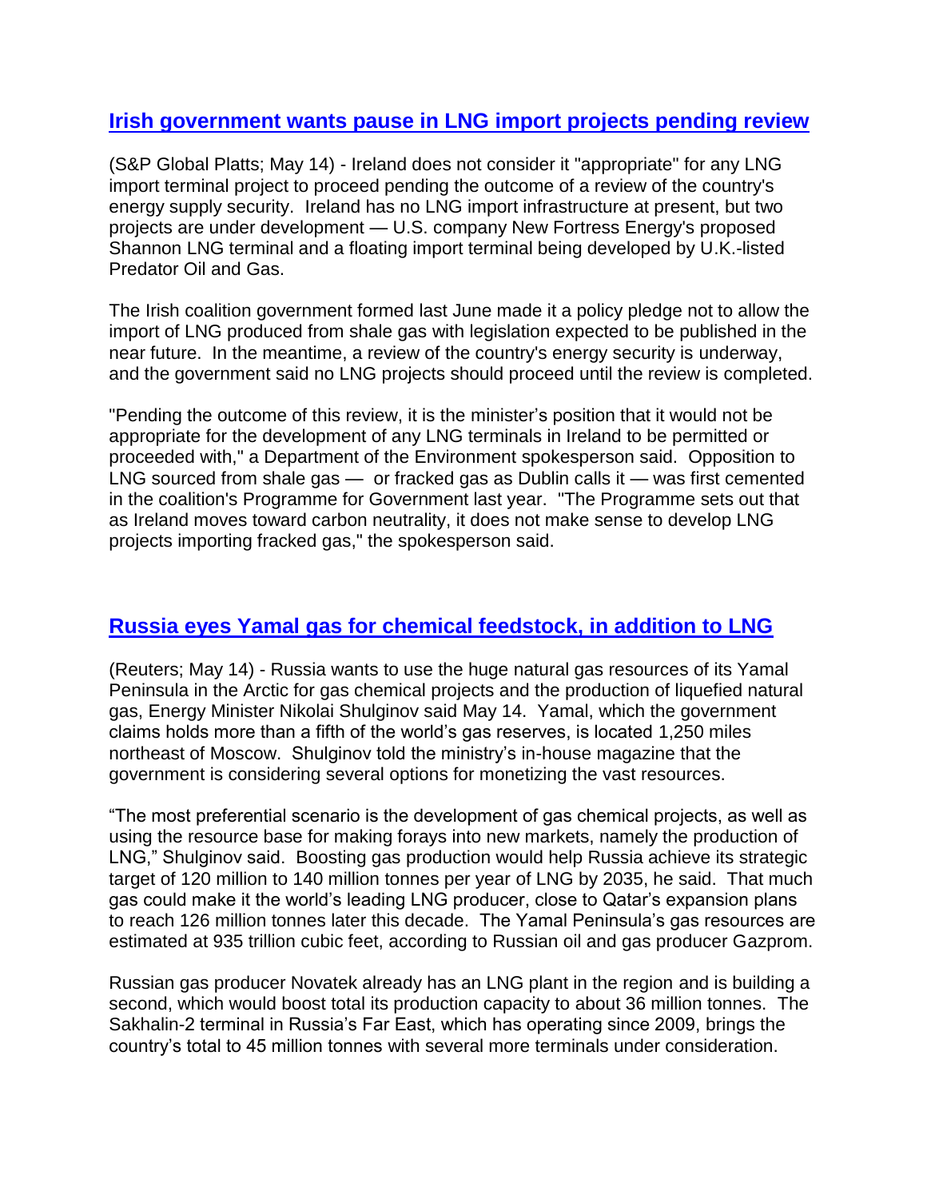## [Irish government wants pause in LNG import projects pending review]

(S&P Global Platts; May 14) - Ireland does not consider it "appropriate" for any LNG import terminal project to proceed pending the outcome of a review of the country's energy supply security. Ireland has no LNG import infrastructure at present, but two projects are under development — U.S. company New Fortress Energy's proposed Shannon LNG terminal and a floating import terminal being developed by U.K.-listed Predator Oil and Gas.

The Irish coalition government formed last June made it a policy pledge not to allow the import of LNG produced from shale gas with legislation expected to be published in the near future. In the meantime, a review of the country's energy security is underway, and the government said no LNG projects should proceed until the review is completed.

"Pending the outcome of this review, it is the minister's position that it would not be appropriate for the development of any LNG terminals in Ireland to be permitted or proceeded with," a Department of the Environment spokesperson said. Opposition to LNG sourced from shale gas — or fracked gas as Dublin calls it — was first cemented in the coalition's Programme for Government last year. "The Programme sets out that as Ireland moves toward carbon neutrality, it does not make sense to develop LNG projects importing fracked gas," the spokesperson said.

## [Russia eyes Yamal gas for chemical feedstock, in addition to LNG]

(Reuters; May 14) - Russia wants to use the huge natural gas resources of its Yamal Peninsula in the Arctic for gas chemical projects and the production of liquefied natural gas, Energy Minister Nikolai Shulginov said May 14. Yamal, which the government claims holds more than a fifth of the world's gas reserves, is located 1,250 miles northeast of Moscow. Shulginov told the ministry's in-house magazine that the government is considering several options for monetizing the vast resources.

"The most preferential scenario is the development of gas chemical projects, as well as using the resource base for making forays into new markets, namely the production of LNG," Shulginov said. Boosting gas production would help Russia achieve its strategic target of 120 million to 140 million tonnes per year of LNG by 2035, he said. That much gas could make it the world's leading LNG producer, close to Qatar's expansion plans to reach 126 million tonnes later this decade. The Yamal Peninsula's gas resources are estimated at 935 trillion cubic feet, according to Russian oil and gas producer Gazprom.

Russian gas producer Novatek already has an LNG plant in the region and is building a second, which would boost total its production capacity to about 36 million tonnes. The Sakhalin-2 terminal in Russia's Far East, which has operating since 2009, brings the country's total to 45 million tonnes with several more terminals under consideration.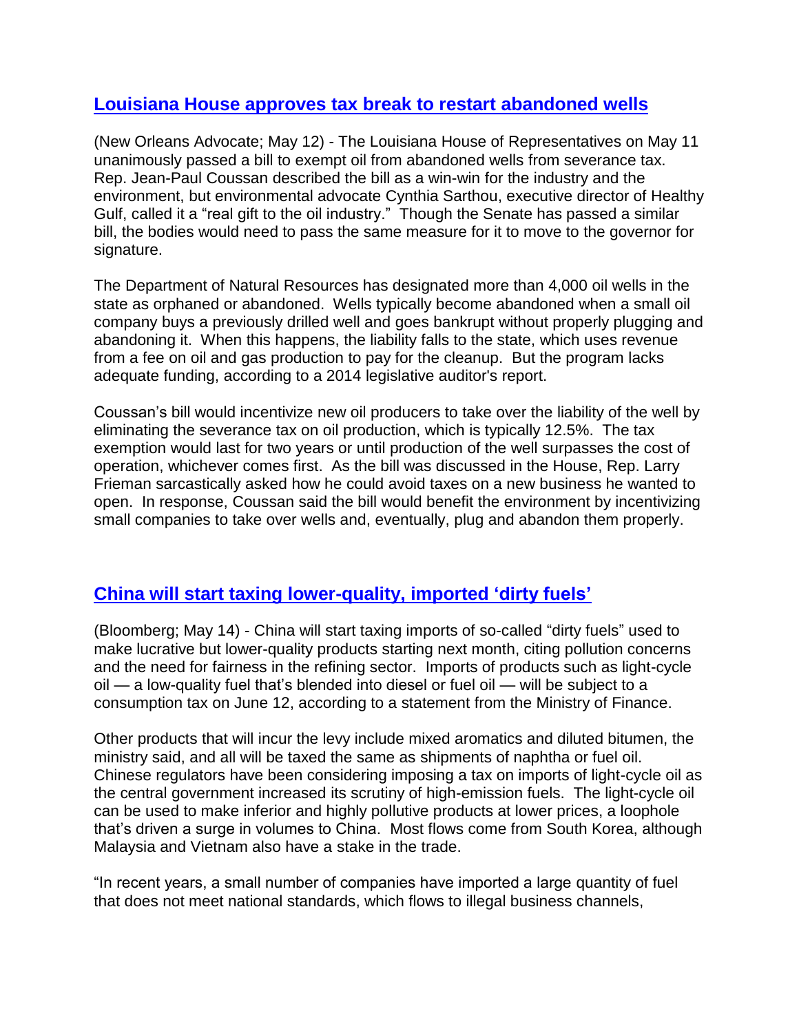## [Louisiana House approves tax break to restart abandoned wells]()

(New Orleans Advocate; May 12) - The Louisiana House of Representatives on May 11 unanimously passed a bill to exempt oil from abandoned wells from severance tax. Rep. Jean-Paul Coussan described the bill as a win-win for the industry and the environment, but environmental advocate Cynthia Sarthou, executive director of Healthy Gulf, called it a "real gift to the oil industry." Though the Senate has passed a similar bill, the bodies would need to pass the same measure for it to move to the governor for signature.

The Department of Natural Resources has designated more than 4,000 oil wells in the state as orphaned or abandoned. Wells typically become abandoned when a small oil company buys a previously drilled well and goes bankrupt without properly plugging and abandoning it. When this happens, the liability falls to the state, which uses revenue from a fee on oil and gas production to pay for the cleanup. But the program lacks adequate funding, according to a 2014 legislative auditor's report.

Coussan's bill would incentivize new oil producers to take over the liability of the well by eliminating the severance tax on oil production, which is typically 12.5%. The tax exemption would last for two years or until production of the well surpasses the cost of operation, whichever comes first. As the bill was discussed in the House, Rep. Larry Frieman sarcastically asked how he could avoid taxes on a new business he wanted to open. In response, Coussan said the bill would benefit the environment by incentivizing small companies to take over wells and, eventually, plug and abandon them properly.

## [China will start taxing lower-quality, imported 'dirty fuels']()

(Bloomberg; May 14) - China will start taxing imports of so-called "dirty fuels" used to make lucrative but lower-quality products starting next month, citing pollution concerns and the need for fairness in the refining sector. Imports of products such as light-cycle oil — a low-quality fuel that's blended into diesel or fuel oil — will be subject to a consumption tax on June 12, according to a statement from the Ministry of Finance.

Other products that will incur the levy include mixed aromatics and diluted bitumen, the ministry said, and all will be taxed the same as shipments of naphtha or fuel oil. Chinese regulators have been considering imposing a tax on imports of light-cycle oil as the central government increased its scrutiny of high-emission fuels. The light-cycle oil can be used to make inferior and highly pollutive products at lower prices, a loophole that's driven a surge in volumes to China. Most flows come from South Korea, although Malaysia and Vietnam also have a stake in the trade.

"In recent years, a small number of companies have imported a large quantity of fuel that does not meet national standards, which flows to illegal business channels,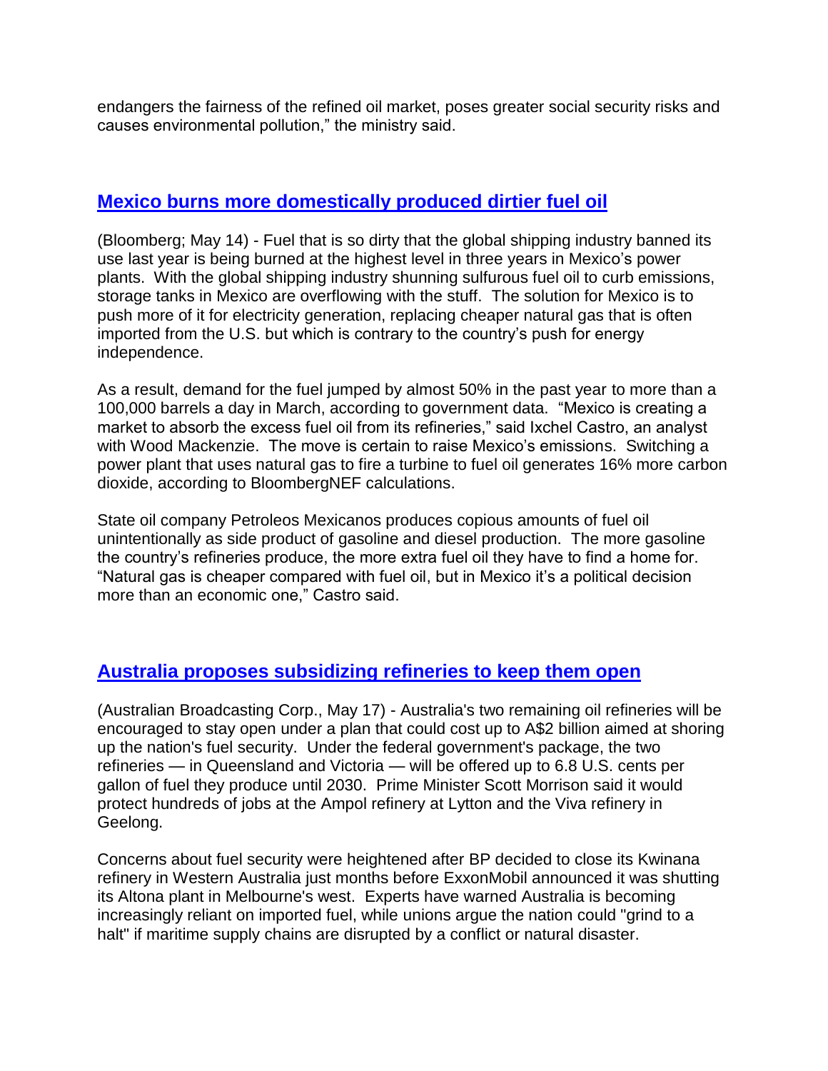endangers the fairness of the refined oil market, poses greater social security risks and causes environmental pollution," the ministry said.

## Mexico burns more domestically produced dirtier fuel oil

(Bloomberg; May 14) - Fuel that is so dirty that the global shipping industry banned its use last year is being burned at the highest level in three years in Mexico's power plants. With the global shipping industry shunning sulfurous fuel oil to curb emissions, storage tanks in Mexico are overflowing with the stuff. The solution for Mexico is to push more of it for electricity generation, replacing cheaper natural gas that is often imported from the U.S. but which is contrary to the country's push for energy independence.

As a result, demand for the fuel jumped by almost 50% in the past year to more than a 100,000 barrels a day in March, according to government data. "Mexico is creating a market to absorb the excess fuel oil from its refineries," said Ixchel Castro, an analyst with Wood Mackenzie. The move is certain to raise Mexico's emissions. Switching a power plant that uses natural gas to fire a turbine to fuel oil generates 16% more carbon dioxide, according to BloombergNEF calculations.

State oil company Petroleos Mexicanos produces copious amounts of fuel oil unintentionally as side product of gasoline and diesel production. The more gasoline the country's refineries produce, the more extra fuel oil they have to find a home for. "Natural gas is cheaper compared with fuel oil, but in Mexico it's a political decision more than an economic one," Castro said.

## Australia proposes subsidizing refineries to keep them open

(Australian Broadcasting Corp., May 17) - Australia's two remaining oil refineries will be encouraged to stay open under a plan that could cost up to A$2 billion aimed at shoring up the nation's fuel security. Under the federal government's package, the two refineries — in Queensland and Victoria — will be offered up to 6.8 U.S. cents per gallon of fuel they produce until 2030. Prime Minister Scott Morrison said it would protect hundreds of jobs at the Ampol refinery at Lytton and the Viva refinery in Geelong.

Concerns about fuel security were heightened after BP decided to close its Kwinana refinery in Western Australia just months before ExxonMobil announced it was shutting its Altona plant in Melbourne's west. Experts have warned Australia is becoming increasingly reliant on imported fuel, while unions argue the nation could "grind to a halt" if maritime supply chains are disrupted by a conflict or natural disaster.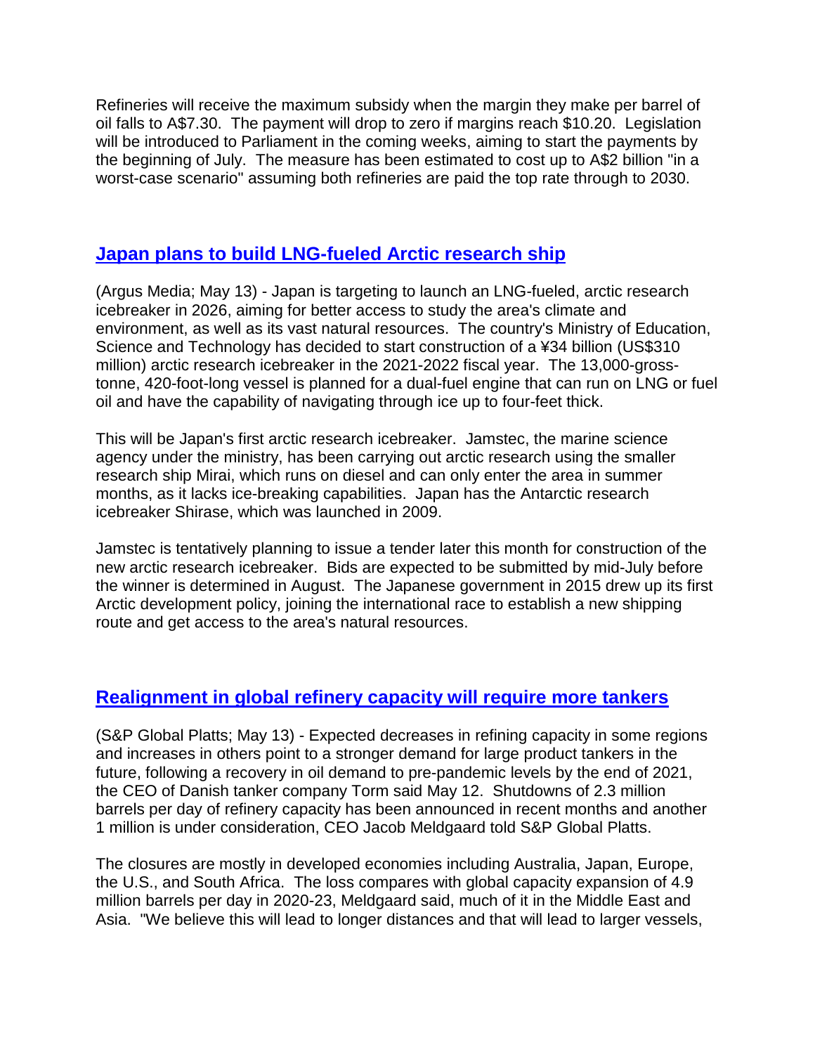Refineries will receive the maximum subsidy when the margin they make per barrel of oil falls to A$7.30. The payment will drop to zero if margins reach $10.20. Legislation will be introduced to Parliament in the coming weeks, aiming to start the payments by the beginning of July. The measure has been estimated to cost up to A$2 billion "in a worst-case scenario" assuming both refineries are paid the top rate through to 2030.

## Japan plans to build LNG-fueled Arctic research ship

(Argus Media; May 13) - Japan is targeting to launch an LNG-fueled, arctic research icebreaker in 2026, aiming for better access to study the area's climate and environment, as well as its vast natural resources. The country's Ministry of Education, Science and Technology has decided to start construction of a ¥34 billion (US$310 million) arctic research icebreaker in the 2021-2022 fiscal year. The 13,000-gross-tonne, 420-foot-long vessel is planned for a dual-fuel engine that can run on LNG or fuel oil and have the capability of navigating through ice up to four-feet thick.

This will be Japan's first arctic research icebreaker. Jamstec, the marine science agency under the ministry, has been carrying out arctic research using the smaller research ship Mirai, which runs on diesel and can only enter the area in summer months, as it lacks ice-breaking capabilities. Japan has the Antarctic research icebreaker Shirase, which was launched in 2009.

Jamstec is tentatively planning to issue a tender later this month for construction of the new arctic research icebreaker. Bids are expected to be submitted by mid-July before the winner is determined in August. The Japanese government in 2015 drew up its first Arctic development policy, joining the international race to establish a new shipping route and get access to the area's natural resources.

## Realignment in global refinery capacity will require more tankers

(S&P Global Platts; May 13) - Expected decreases in refining capacity in some regions and increases in others point to a stronger demand for large product tankers in the future, following a recovery in oil demand to pre-pandemic levels by the end of 2021, the CEO of Danish tanker company Torm said May 12. Shutdowns of 2.3 million barrels per day of refinery capacity has been announced in recent months and another 1 million is under consideration, CEO Jacob Meldgaard told S&P Global Platts.

The closures are mostly in developed economies including Australia, Japan, Europe, the U.S., and South Africa. The loss compares with global capacity expansion of 4.9 million barrels per day in 2020-23, Meldgaard said, much of it in the Middle East and Asia. "We believe this will lead to longer distances and that will lead to larger vessels,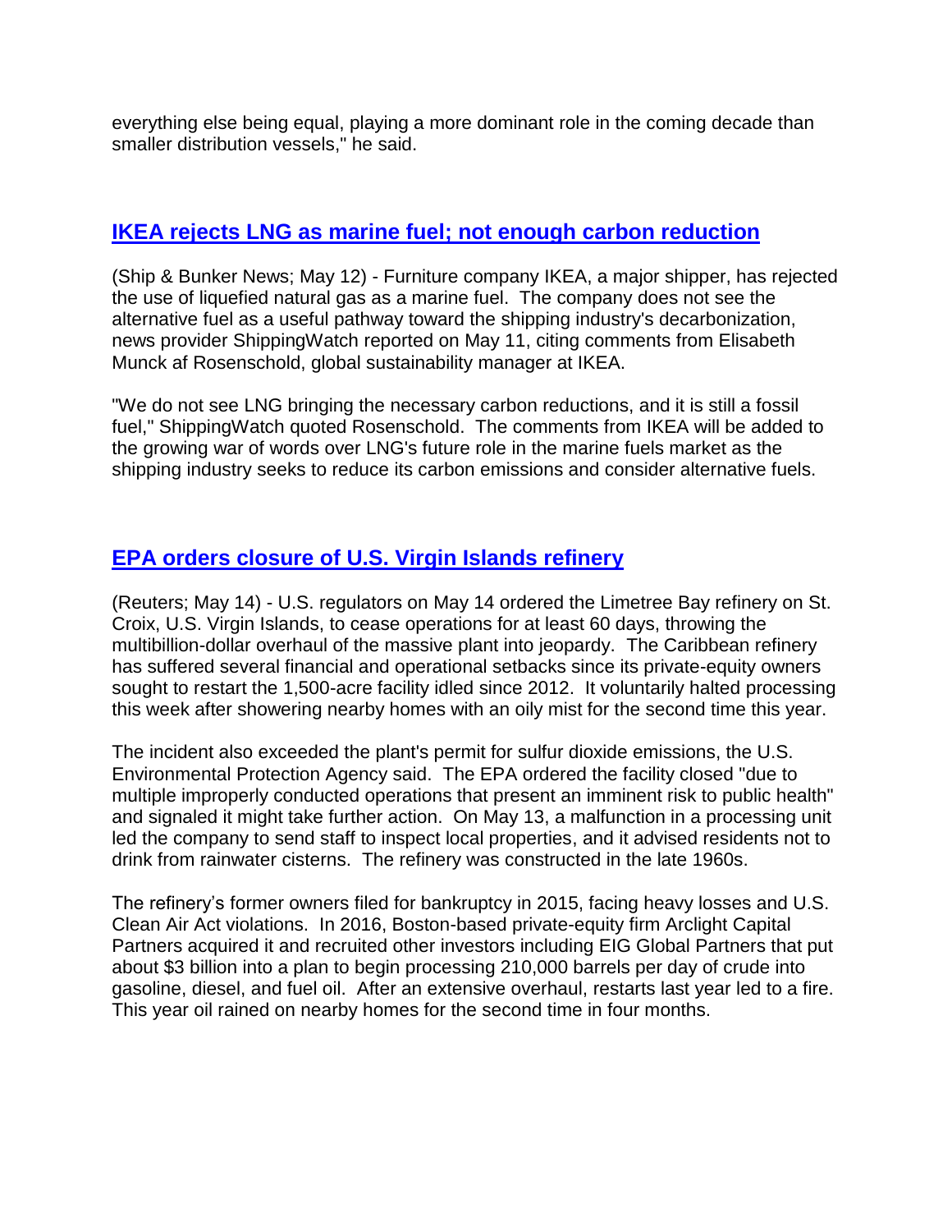everything else being equal, playing a more dominant role in the coming decade than smaller distribution vessels," he said.

## IKEA rejects LNG as marine fuel; not enough carbon reduction

(Ship & Bunker News; May 12) - Furniture company IKEA, a major shipper, has rejected the use of liquefied natural gas as a marine fuel. The company does not see the alternative fuel as a useful pathway toward the shipping industry's decarbonization, news provider ShippingWatch reported on May 11, citing comments from Elisabeth Munck af Rosenschold, global sustainability manager at IKEA.

"We do not see LNG bringing the necessary carbon reductions, and it is still a fossil fuel," ShippingWatch quoted Rosenschold. The comments from IKEA will be added to the growing war of words over LNG's future role in the marine fuels market as the shipping industry seeks to reduce its carbon emissions and consider alternative fuels.

## EPA orders closure of U.S. Virgin Islands refinery

(Reuters; May 14) - U.S. regulators on May 14 ordered the Limetree Bay refinery on St. Croix, U.S. Virgin Islands, to cease operations for at least 60 days, throwing the multibillion-dollar overhaul of the massive plant into jeopardy. The Caribbean refinery has suffered several financial and operational setbacks since its private-equity owners sought to restart the 1,500-acre facility idled since 2012. It voluntarily halted processing this week after showering nearby homes with an oily mist for the second time this year.

The incident also exceeded the plant's permit for sulfur dioxide emissions, the U.S. Environmental Protection Agency said. The EPA ordered the facility closed "due to multiple improperly conducted operations that present an imminent risk to public health" and signaled it might take further action. On May 13, a malfunction in a processing unit led the company to send staff to inspect local properties, and it advised residents not to drink from rainwater cisterns. The refinery was constructed in the late 1960s.

The refinery's former owners filed for bankruptcy in 2015, facing heavy losses and U.S. Clean Air Act violations. In 2016, Boston-based private-equity firm Arclight Capital Partners acquired it and recruited other investors including EIG Global Partners that put about $3 billion into a plan to begin processing 210,000 barrels per day of crude into gasoline, diesel, and fuel oil. After an extensive overhaul, restarts last year led to a fire. This year oil rained on nearby homes for the second time in four months.